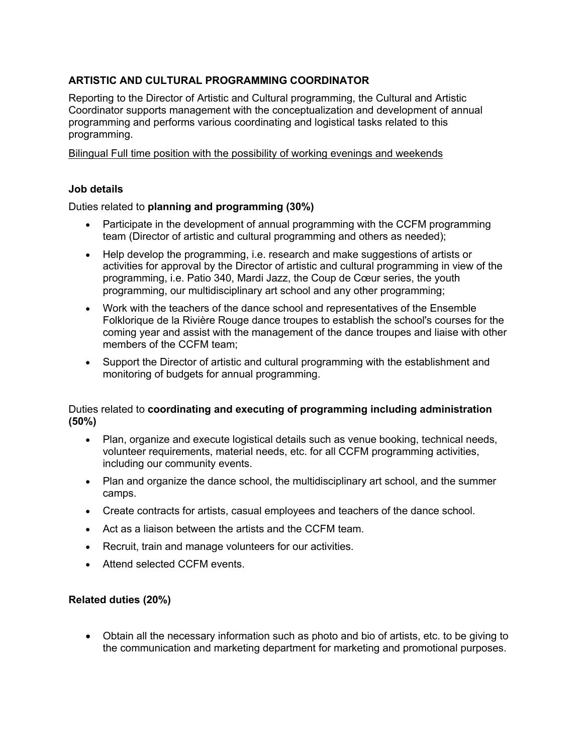## ARTISTIC AND CULTURAL PROGRAMMING COORDINATOR

Reporting to the Director of Artistic and Cultural programming, the Cultural and Artistic Coordinator supports management with the conceptualization and development of annual programming and performs various coordinating and logistical tasks related to this programming.

<u>Bilingual Full time position with the possibility of working evenings and weekends</u>

### Job details

Duties related to **planning and programming (30%)**

- Participate in the development of annual programming with the CCFM programming team (Director of artistic and cultural programming and others as needed);
- Help develop the programming, i.e. research and make suggestions of artists or activities for approval by the Director of artistic and cultural programming in view of the programming, i.e. Patio 340, Mardi Jazz, the Coup de Cœur series, the youth programming, our multidisciplinary art school and any other programming;
- Work with the teachers of the dance school and representatives of the Ensemble Folklorique de la Rivière Rouge dance troupes to establish the school's courses for the coming year and assist with the management of the dance troupes and liaise with other members of the CCFM team;
- Support the Director of artistic and cultural programming with the establishment and monitoring of budgets for annual programming.

Duties related to **coordinating and executing of programming including administration (50%)**

- Plan, organize and execute logistical details such as venue booking, technical needs, volunteer requirements, material needs, etc. for all CCFM programming activities, including our community events.
- Plan and organize the dance school, the multidisciplinary art school, and the summer camps.
- Create contracts for artists, casual employees and teachers of the dance school.
- Act as a liaison between the artists and the CCFM team.
- Recruit, train and manage volunteers for our activities.
- Attend selected CCFM events.

### Related duties (20%)

- Obtain all the necessary information such as photo and bio of artists, etc. to be giving to the communication and marketing department for marketing and promotional purposes.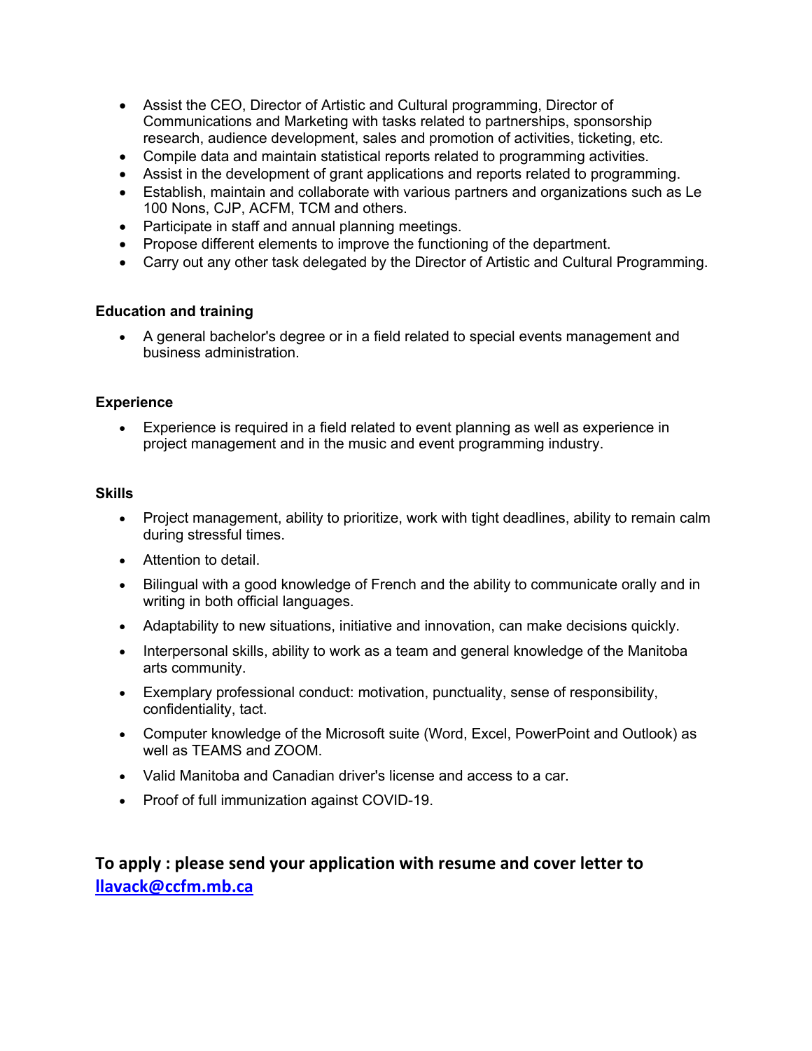- Assist the CEO, Director of Artistic and Cultural programming, Director of Communications and Marketing with tasks related to partnerships, sponsorship research, audience development, sales and promotion of activities, ticketing, etc.
- Compile data and maintain statistical reports related to programming activities.
- Assist in the development of grant applications and reports related to programming.
- Establish, maintain and collaborate with various partners and organizations such as Le 100 Nons, CJP, ACFM, TCM and others.
- Participate in staff and annual planning meetings.
- Propose different elements to improve the functioning of the department.
- Carry out any other task delegated by the Director of Artistic and Cultural Programming.

**Education and training**

- A general bachelor's degree or in a field related to special events management and business administration.

**Experience**

- Experience is required in a field related to event planning as well as experience in project management and in the music and event programming industry.

**Skills**

- Project management, ability to prioritize, work with tight deadlines, ability to remain calm during stressful times.
- Attention to detail.
- Bilingual with a good knowledge of French and the ability to communicate orally and in writing in both official languages.
- Adaptability to new situations, initiative and innovation, can make decisions quickly.
- Interpersonal skills, ability to work as a team and general knowledge of the Manitoba arts community.
- Exemplary professional conduct: motivation, punctuality, sense of responsibility, confidentiality, tact.
- Computer knowledge of the Microsoft suite (Word, Excel, PowerPoint and Outlook) as well as TEAMS and ZOOM.
- Valid Manitoba and Canadian driver's license and access to a car.
- Proof of full immunization against COVID-19.

**To apply : please send your application with resume and cover letter to [llavack@ccfm.mb.ca](mailto:llavack@ccfm.mb.ca)**